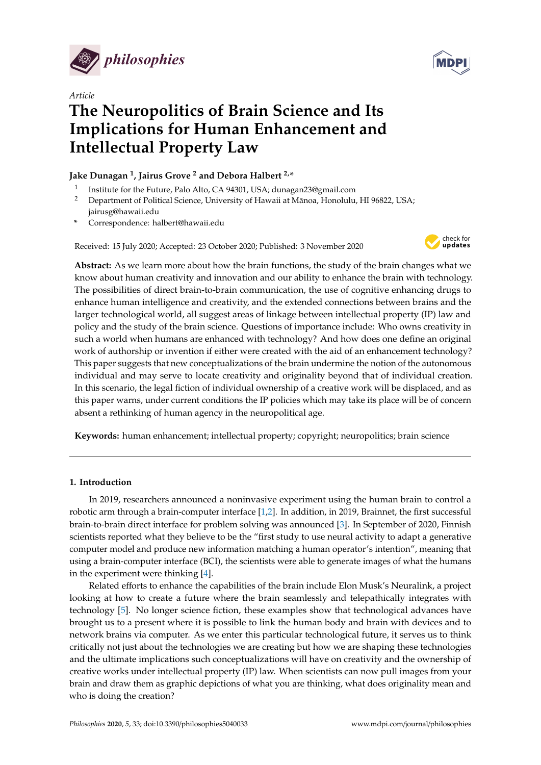*philosophies*

*Article*

# The Neuropolitics of Brain Science and Its Implications for Human Enhancement and Intellectual Property Law

**Jake Dunagan [1], Jairus Grove [2] and Debora Halbert [2,*]**

[1] Institute for the Future, Palo Alto, CA 94301, USA; dunagan23@gmail.com
[2] Department of Political Science, University of Hawaii at Mānoa, Honolulu, HI 96822, USA; jairusg@hawaii.edu
[*] Correspondence: halbert@hawaii.edu

Received: 15 July 2020; Accepted: 23 October 2020; Published: 3 November 2020

**Abstract:** As we learn more about how the brain functions, the study of the brain changes what we know about human creativity and innovation and our ability to enhance the brain with technology. The possibilities of direct brain-to-brain communication, the use of cognitive enhancing drugs to enhance human intelligence and creativity, and the extended connections between brains and the larger technological world, all suggest areas of linkage between intellectual property (IP) law and policy and the study of the brain science. Questions of importance include: Who owns creativity in such a world when humans are enhanced with technology? And how does one define an original work of authorship or invention if either were created with the aid of an enhancement technology? This paper suggests that new conceptualizations of the brain undermine the notion of the autonomous individual and may serve to locate creativity and originality beyond that of individual creation. In this scenario, the legal fiction of individual ownership of a creative work will be displaced, and as this paper warns, under current conditions the IP policies which may take its place will be of concern absent a rethinking of human agency in the neuropolitical age.

**Keywords:** human enhancement; intellectual property; copyright; neuropolitics; brain science

## 1. Introduction

In 2019, researchers announced a noninvasive experiment using the human brain to control a robotic arm through a brain-computer interface [1,2]. In addition, in 2019, Brainnet, the first successful brain-to-brain direct interface for problem solving was announced [3]. In September of 2020, Finnish scientists reported what they believe to be the "first study to use neural activity to adapt a generative computer model and produce new information matching a human operator's intention", meaning that using a brain-computer interface (BCI), the scientists were able to generate images of what the humans in the experiment were thinking [4].

Related efforts to enhance the capabilities of the brain include Elon Musk's Neuralink, a project looking at how to create a future where the brain seamlessly and telepathically integrates with technology [5]. No longer science fiction, these examples show that technological advances have brought us to a present where it is possible to link the human body and brain with devices and to network brains via computer. As we enter this particular technological future, it serves us to think critically not just about the technologies we are creating but how we are shaping these technologies and the ultimate implications such conceptualizations will have on creativity and the ownership of creative works under intellectual property (IP) law. When scientists can now pull images from your brain and draw them as graphic depictions of what you are thinking, what does originality mean and who is doing the creation?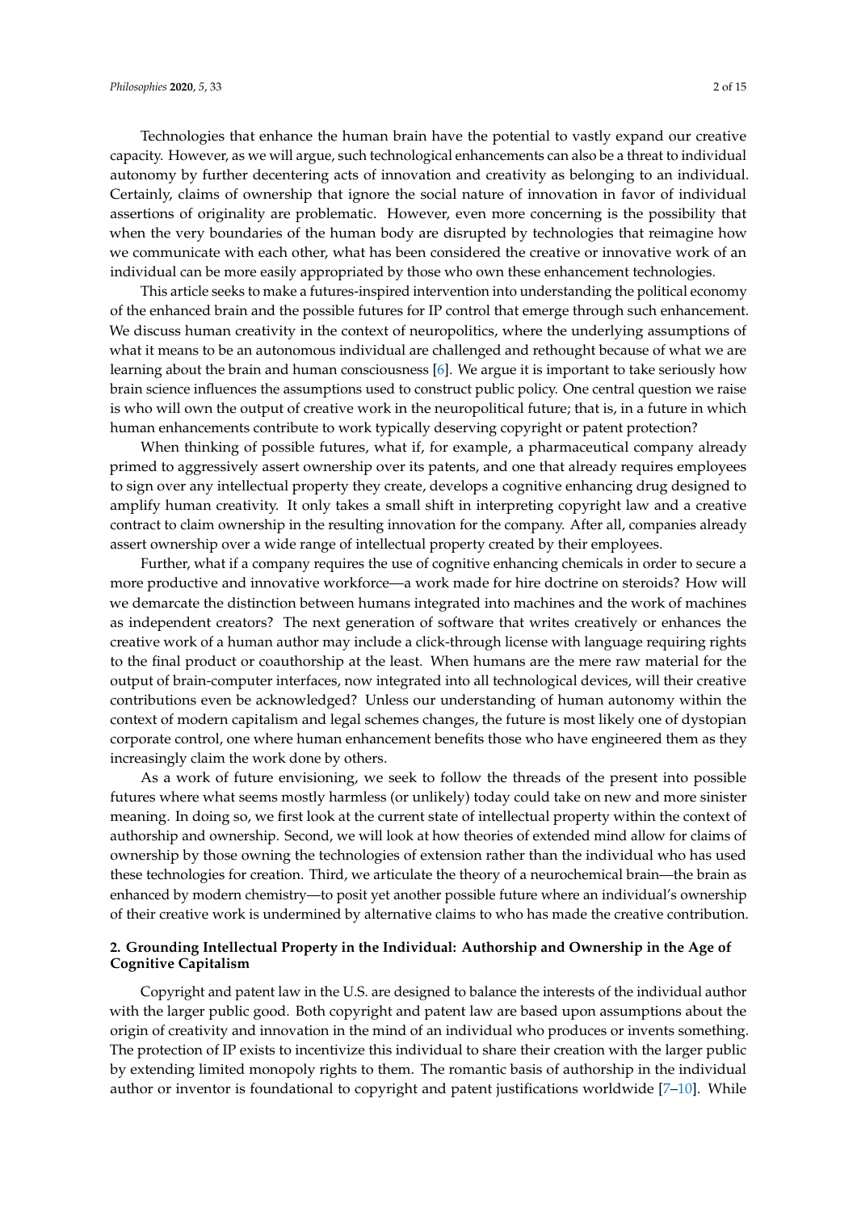Technologies that enhance the human brain have the potential to vastly expand our creative capacity. However, as we will argue, such technological enhancements can also be a threat to individual autonomy by further decentering acts of innovation and creativity as belonging to an individual. Certainly, claims of ownership that ignore the social nature of innovation in favor of individual assertions of originality are problematic. However, even more concerning is the possibility that when the very boundaries of the human body are disrupted by technologies that reimagine how we communicate with each other, what has been considered the creative or innovative work of an individual can be more easily appropriated by those who own these enhancement technologies.

This article seeks to make a futures-inspired intervention into understanding the political economy of the enhanced brain and the possible futures for IP control that emerge through such enhancement. We discuss human creativity in the context of neuropolitics, where the underlying assumptions of what it means to be an autonomous individual are challenged and rethought because of what we are learning about the brain and human consciousness [6]. We argue it is important to take seriously how brain science influences the assumptions used to construct public policy. One central question we raise is who will own the output of creative work in the neuropolitical future; that is, in a future in which human enhancements contribute to work typically deserving copyright or patent protection?

When thinking of possible futures, what if, for example, a pharmaceutical company already primed to aggressively assert ownership over its patents, and one that already requires employees to sign over any intellectual property they create, develops a cognitive enhancing drug designed to amplify human creativity. It only takes a small shift in interpreting copyright law and a creative contract to claim ownership in the resulting innovation for the company. After all, companies already assert ownership over a wide range of intellectual property created by their employees.

Further, what if a company requires the use of cognitive enhancing chemicals in order to secure a more productive and innovative workforce—a work made for hire doctrine on steroids? How will we demarcate the distinction between humans integrated into machines and the work of machines as independent creators? The next generation of software that writes creatively or enhances the creative work of a human author may include a click-through license with language requiring rights to the final product or coauthorship at the least. When humans are the mere raw material for the output of brain-computer interfaces, now integrated into all technological devices, will their creative contributions even be acknowledged? Unless our understanding of human autonomy within the context of modern capitalism and legal schemes changes, the future is most likely one of dystopian corporate control, one where human enhancement benefits those who have engineered them as they increasingly claim the work done by others.

As a work of future envisioning, we seek to follow the threads of the present into possible futures where what seems mostly harmless (or unlikely) today could take on new and more sinister meaning. In doing so, we first look at the current state of intellectual property within the context of authorship and ownership. Second, we will look at how theories of extended mind allow for claims of ownership by those owning the technologies of extension rather than the individual who has used these technologies for creation. Third, we articulate the theory of a neurochemical brain—the brain as enhanced by modern chemistry—to posit yet another possible future where an individual's ownership of their creative work is undermined by alternative claims to who has made the creative contribution.

## 2. Grounding Intellectual Property in the Individual: Authorship and Ownership in the Age of Cognitive Capitalism

Copyright and patent law in the U.S. are designed to balance the interests of the individual author with the larger public good. Both copyright and patent law are based upon assumptions about the origin of creativity and innovation in the mind of an individual who produces or invents something. The protection of IP exists to incentivize this individual to share their creation with the larger public by extending limited monopoly rights to them. The romantic basis of authorship in the individual author or inventor is foundational to copyright and patent justifications worldwide [7–10]. While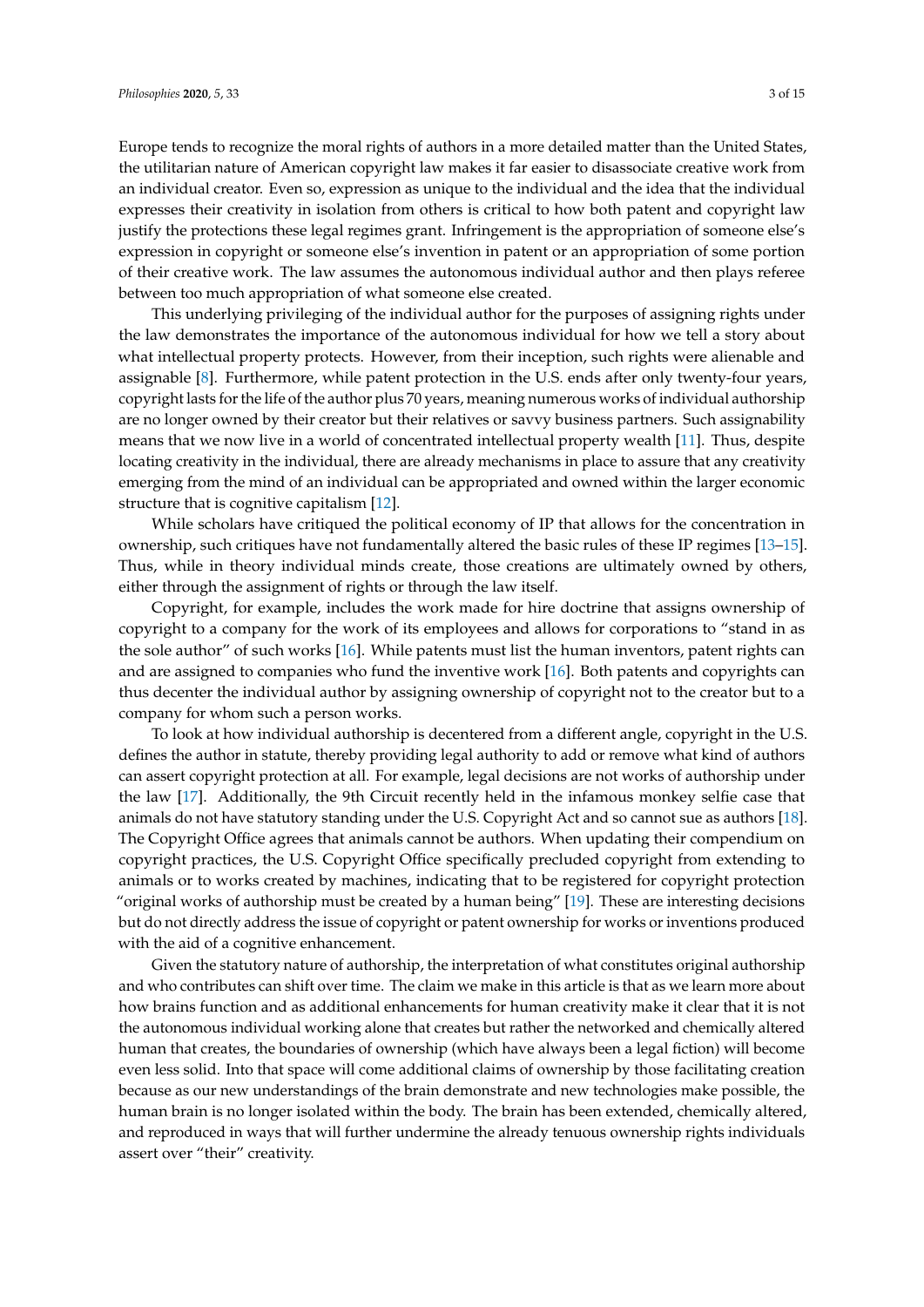Europe tends to recognize the moral rights of authors in a more detailed matter than the United States, the utilitarian nature of American copyright law makes it far easier to disassociate creative work from an individual creator. Even so, expression as unique to the individual and the idea that the individual expresses their creativity in isolation from others is critical to how both patent and copyright law justify the protections these legal regimes grant. Infringement is the appropriation of someone else's expression in copyright or someone else's invention in patent or an appropriation of some portion of their creative work. The law assumes the autonomous individual author and then plays referee between too much appropriation of what someone else created.

This underlying privileging of the individual author for the purposes of assigning rights under the law demonstrates the importance of the autonomous individual for how we tell a story about what intellectual property protects. However, from their inception, such rights were alienable and assignable [8]. Furthermore, while patent protection in the U.S. ends after only twenty-four years, copyright lasts for the life of the author plus 70 years, meaning numerous works of individual authorship are no longer owned by their creator but their relatives or savvy business partners. Such assignability means that we now live in a world of concentrated intellectual property wealth [11]. Thus, despite locating creativity in the individual, there are already mechanisms in place to assure that any creativity emerging from the mind of an individual can be appropriated and owned within the larger economic structure that is cognitive capitalism [12].

While scholars have critiqued the political economy of IP that allows for the concentration in ownership, such critiques have not fundamentally altered the basic rules of these IP regimes [13–15]. Thus, while in theory individual minds create, those creations are ultimately owned by others, either through the assignment of rights or through the law itself.

Copyright, for example, includes the work made for hire doctrine that assigns ownership of copyright to a company for the work of its employees and allows for corporations to "stand in as the sole author" of such works [16]. While patents must list the human inventors, patent rights can and are assigned to companies who fund the inventive work [16]. Both patents and copyrights can thus decenter the individual author by assigning ownership of copyright not to the creator but to a company for whom such a person works.

To look at how individual authorship is decentered from a different angle, copyright in the U.S. defines the author in statute, thereby providing legal authority to add or remove what kind of authors can assert copyright protection at all. For example, legal decisions are not works of authorship under the law [17]. Additionally, the 9th Circuit recently held in the infamous monkey selfie case that animals do not have statutory standing under the U.S. Copyright Act and so cannot sue as authors [18]. The Copyright Office agrees that animals cannot be authors. When updating their compendium on copyright practices, the U.S. Copyright Office specifically precluded copyright from extending to animals or to works created by machines, indicating that to be registered for copyright protection "original works of authorship must be created by a human being" [19]. These are interesting decisions but do not directly address the issue of copyright or patent ownership for works or inventions produced with the aid of a cognitive enhancement.

Given the statutory nature of authorship, the interpretation of what constitutes original authorship and who contributes can shift over time. The claim we make in this article is that as we learn more about how brains function and as additional enhancements for human creativity make it clear that it is not the autonomous individual working alone that creates but rather the networked and chemically altered human that creates, the boundaries of ownership (which have always been a legal fiction) will become even less solid. Into that space will come additional claims of ownership by those facilitating creation because as our new understandings of the brain demonstrate and new technologies make possible, the human brain is no longer isolated within the body. The brain has been extended, chemically altered, and reproduced in ways that will further undermine the already tenuous ownership rights individuals assert over "their" creativity.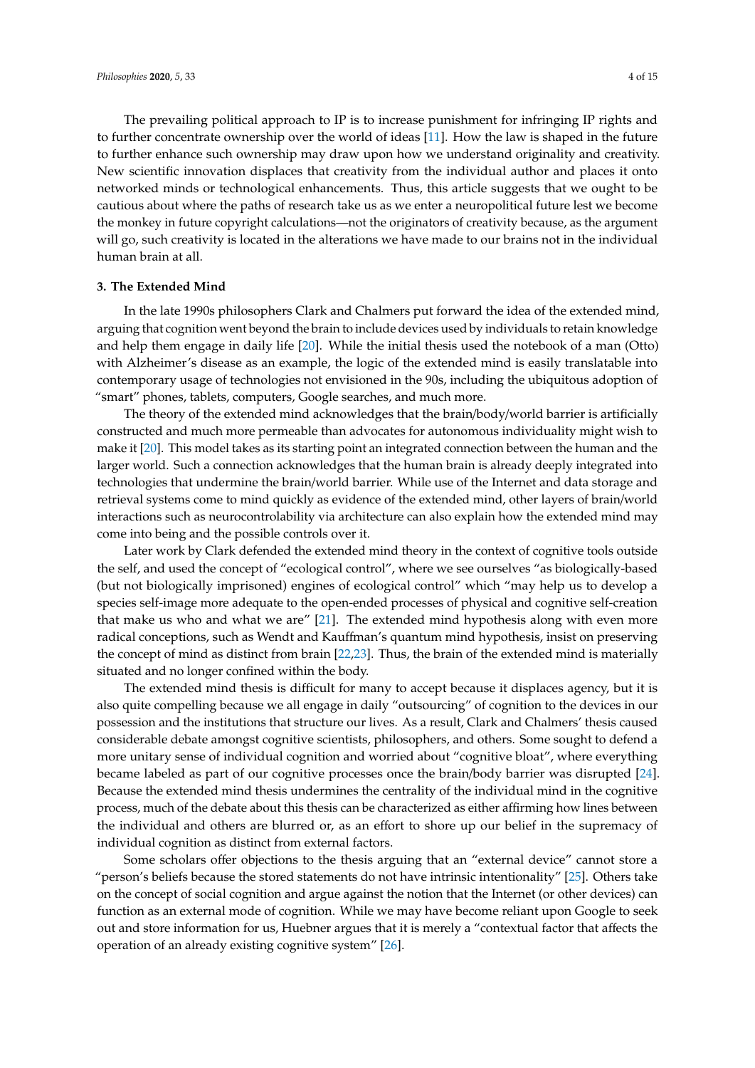The prevailing political approach to IP is to increase punishment for infringing IP rights and to further concentrate ownership over the world of ideas [11]. How the law is shaped in the future to further enhance such ownership may draw upon how we understand originality and creativity. New scientific innovation displaces that creativity from the individual author and places it onto networked minds or technological enhancements. Thus, this article suggests that we ought to be cautious about where the paths of research take us as we enter a neuropolitical future lest we become the monkey in future copyright calculations—not the originators of creativity because, as the argument will go, such creativity is located in the alterations we have made to our brains not in the individual human brain at all.

## 3. The Extended Mind

In the late 1990s philosophers Clark and Chalmers put forward the idea of the extended mind, arguing that cognition went beyond the brain to include devices used by individuals to retain knowledge and help them engage in daily life [20]. While the initial thesis used the notebook of a man (Otto) with Alzheimer's disease as an example, the logic of the extended mind is easily translatable into contemporary usage of technologies not envisioned in the 90s, including the ubiquitous adoption of "smart" phones, tablets, computers, Google searches, and much more.

The theory of the extended mind acknowledges that the brain/body/world barrier is artificially constructed and much more permeable than advocates for autonomous individuality might wish to make it [20]. This model takes as its starting point an integrated connection between the human and the larger world. Such a connection acknowledges that the human brain is already deeply integrated into technologies that undermine the brain/world barrier. While use of the Internet and data storage and retrieval systems come to mind quickly as evidence of the extended mind, other layers of brain/world interactions such as neurocontrolability via architecture can also explain how the extended mind may come into being and the possible controls over it.

Later work by Clark defended the extended mind theory in the context of cognitive tools outside the self, and used the concept of "ecological control", where we see ourselves "as biologically-based (but not biologically imprisoned) engines of ecological control" which "may help us to develop a species self-image more adequate to the open-ended processes of physical and cognitive self-creation that make us who and what we are" [21]. The extended mind hypothesis along with even more radical conceptions, such as Wendt and Kauffman's quantum mind hypothesis, insist on preserving the concept of mind as distinct from brain [22,23]. Thus, the brain of the extended mind is materially situated and no longer confined within the body.

The extended mind thesis is difficult for many to accept because it displaces agency, but it is also quite compelling because we all engage in daily "outsourcing" of cognition to the devices in our possession and the institutions that structure our lives. As a result, Clark and Chalmers' thesis caused considerable debate amongst cognitive scientists, philosophers, and others. Some sought to defend a more unitary sense of individual cognition and worried about "cognitive bloat", where everything became labeled as part of our cognitive processes once the brain/body barrier was disrupted [24]. Because the extended mind thesis undermines the centrality of the individual mind in the cognitive process, much of the debate about this thesis can be characterized as either affirming how lines between the individual and others are blurred or, as an effort to shore up our belief in the supremacy of individual cognition as distinct from external factors.

Some scholars offer objections to the thesis arguing that an "external device" cannot store a "person's beliefs because the stored statements do not have intrinsic intentionality" [25]. Others take on the concept of social cognition and argue against the notion that the Internet (or other devices) can function as an external mode of cognition. While we may have become reliant upon Google to seek out and store information for us, Huebner argues that it is merely a "contextual factor that affects the operation of an already existing cognitive system" [26].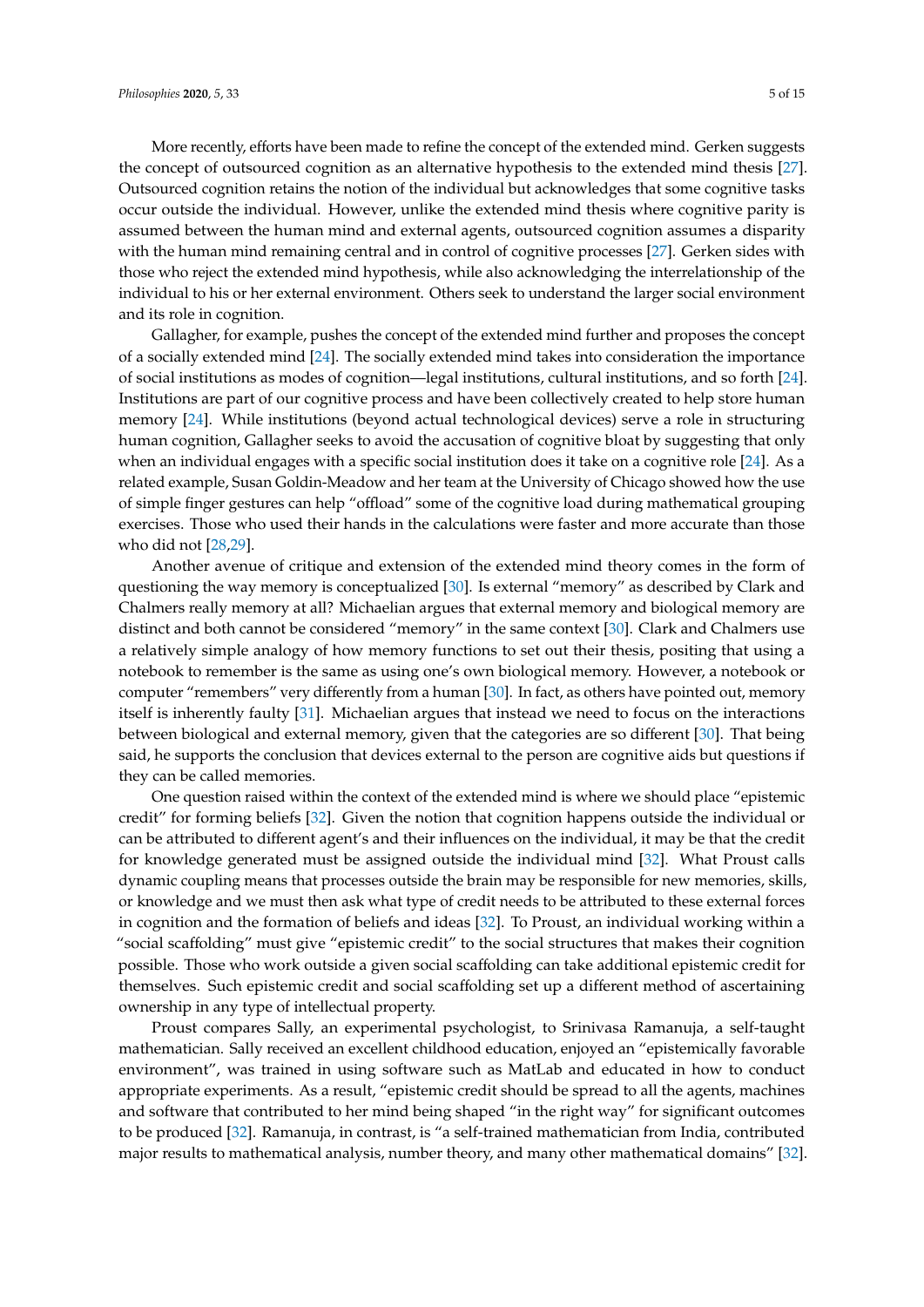More recently, efforts have been made to refine the concept of the extended mind. Gerken suggests the concept of outsourced cognition as an alternative hypothesis to the extended mind thesis [27]. Outsourced cognition retains the notion of the individual but acknowledges that some cognitive tasks occur outside the individual. However, unlike the extended mind thesis where cognitive parity is assumed between the human mind and external agents, outsourced cognition assumes a disparity with the human mind remaining central and in control of cognitive processes [27]. Gerken sides with those who reject the extended mind hypothesis, while also acknowledging the interrelationship of the individual to his or her external environment. Others seek to understand the larger social environment and its role in cognition.

Gallagher, for example, pushes the concept of the extended mind further and proposes the concept of a socially extended mind [24]. The socially extended mind takes into consideration the importance of social institutions as modes of cognition—legal institutions, cultural institutions, and so forth [24]. Institutions are part of our cognitive process and have been collectively created to help store human memory [24]. While institutions (beyond actual technological devices) serve a role in structuring human cognition, Gallagher seeks to avoid the accusation of cognitive bloat by suggesting that only when an individual engages with a specific social institution does it take on a cognitive role [24]. As a related example, Susan Goldin-Meadow and her team at the University of Chicago showed how the use of simple finger gestures can help "offload" some of the cognitive load during mathematical grouping exercises. Those who used their hands in the calculations were faster and more accurate than those who did not [28,29].

Another avenue of critique and extension of the extended mind theory comes in the form of questioning the way memory is conceptualized [30]. Is external "memory" as described by Clark and Chalmers really memory at all? Michaelian argues that external memory and biological memory are distinct and both cannot be considered "memory" in the same context [30]. Clark and Chalmers use a relatively simple analogy of how memory functions to set out their thesis, positing that using a notebook to remember is the same as using one's own biological memory. However, a notebook or computer "remembers" very differently from a human [30]. In fact, as others have pointed out, memory itself is inherently faulty [31]. Michaelian argues that instead we need to focus on the interactions between biological and external memory, given that the categories are so different [30]. That being said, he supports the conclusion that devices external to the person are cognitive aids but questions if they can be called memories.

One question raised within the context of the extended mind is where we should place "epistemic credit" for forming beliefs [32]. Given the notion that cognition happens outside the individual or can be attributed to different agent's and their influences on the individual, it may be that the credit for knowledge generated must be assigned outside the individual mind [32]. What Proust calls dynamic coupling means that processes outside the brain may be responsible for new memories, skills, or knowledge and we must then ask what type of credit needs to be attributed to these external forces in cognition and the formation of beliefs and ideas [32]. To Proust, an individual working within a "social scaffolding" must give "epistemic credit" to the social structures that makes their cognition possible. Those who work outside a given social scaffolding can take additional epistemic credit for themselves. Such epistemic credit and social scaffolding set up a different method of ascertaining ownership in any type of intellectual property.

Proust compares Sally, an experimental psychologist, to Srinivasa Ramanuja, a self-taught mathematician. Sally received an excellent childhood education, enjoyed an "epistemically favorable environment", was trained in using software such as MatLab and educated in how to conduct appropriate experiments. As a result, "epistemic credit should be spread to all the agents, machines and software that contributed to her mind being shaped "in the right way" for significant outcomes to be produced [32]. Ramanuja, in contrast, is "a self-trained mathematician from India, contributed major results to mathematical analysis, number theory, and many other mathematical domains" [32].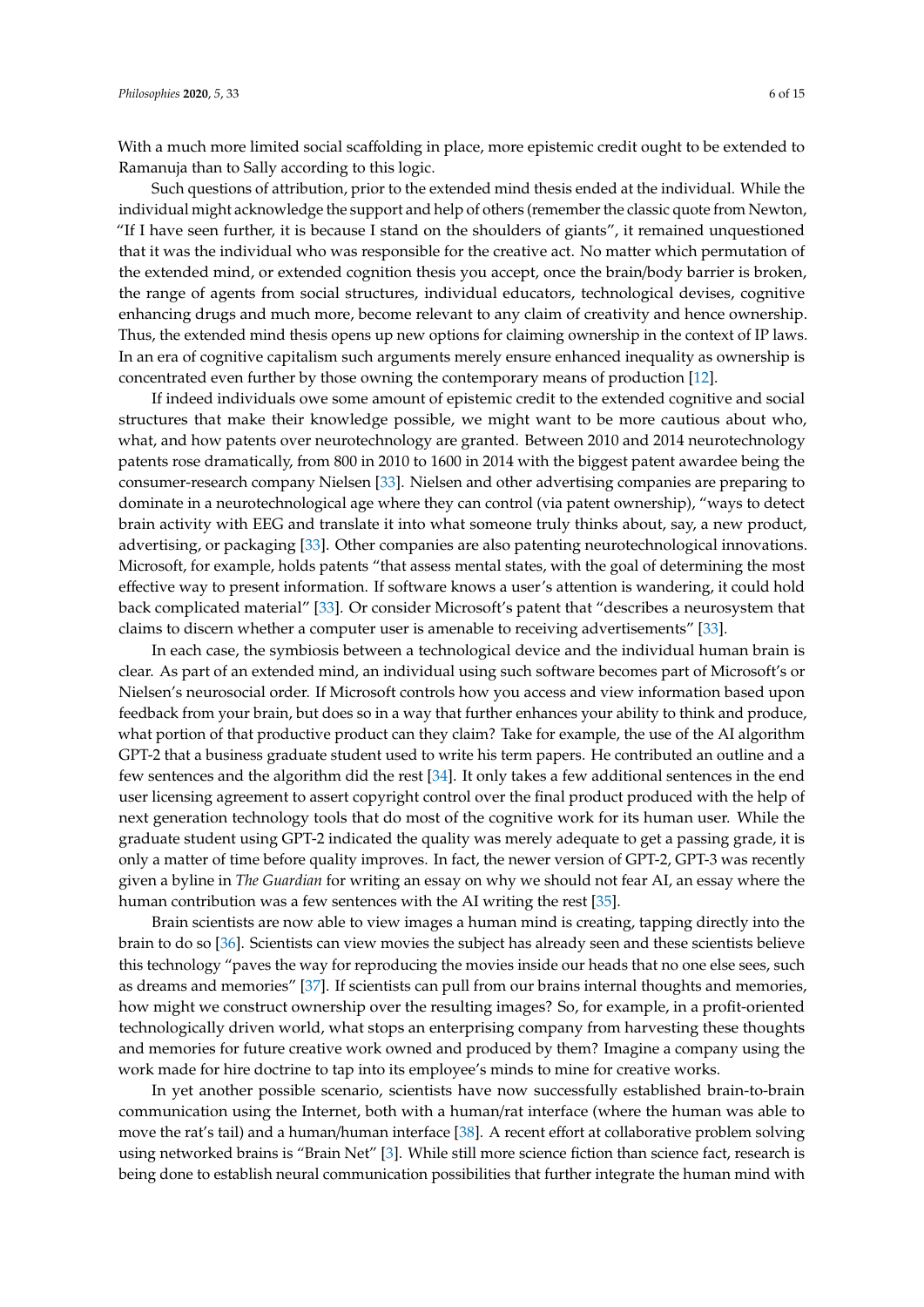With a much more limited social scaffolding in place, more epistemic credit ought to be extended to Ramanuja than to Sally according to this logic.

Such questions of attribution, prior to the extended mind thesis ended at the individual. While the individual might acknowledge the support and help of others (remember the classic quote from Newton, "If I have seen further, it is because I stand on the shoulders of giants", it remained unquestioned that it was the individual who was responsible for the creative act. No matter which permutation of the extended mind, or extended cognition thesis you accept, once the brain/body barrier is broken, the range of agents from social structures, individual educators, technological devises, cognitive enhancing drugs and much more, become relevant to any claim of creativity and hence ownership. Thus, the extended mind thesis opens up new options for claiming ownership in the context of IP laws. In an era of cognitive capitalism such arguments merely ensure enhanced inequality as ownership is concentrated even further by those owning the contemporary means of production [12].

If indeed individuals owe some amount of epistemic credit to the extended cognitive and social structures that make their knowledge possible, we might want to be more cautious about who, what, and how patents over neurotechnology are granted. Between 2010 and 2014 neurotechnology patents rose dramatically, from 800 in 2010 to 1600 in 2014 with the biggest patent awardee being the consumer-research company Nielsen [33]. Nielsen and other advertising companies are preparing to dominate in a neurotechnological age where they can control (via patent ownership), "ways to detect brain activity with EEG and translate it into what someone truly thinks about, say, a new product, advertising, or packaging [33]. Other companies are also patenting neurotechnological innovations. Microsoft, for example, holds patents "that assess mental states, with the goal of determining the most effective way to present information. If software knows a user's attention is wandering, it could hold back complicated material" [33]. Or consider Microsoft's patent that "describes a neurosystem that claims to discern whether a computer user is amenable to receiving advertisements" [33].

In each case, the symbiosis between a technological device and the individual human brain is clear. As part of an extended mind, an individual using such software becomes part of Microsoft's or Nielsen's neurosocial order. If Microsoft controls how you access and view information based upon feedback from your brain, but does so in a way that further enhances your ability to think and produce, what portion of that productive product can they claim? Take for example, the use of the AI algorithm GPT-2 that a business graduate student used to write his term papers. He contributed an outline and a few sentences and the algorithm did the rest [34]. It only takes a few additional sentences in the end user licensing agreement to assert copyright control over the final product produced with the help of next generation technology tools that do most of the cognitive work for its human user. While the graduate student using GPT-2 indicated the quality was merely adequate to get a passing grade, it is only a matter of time before quality improves. In fact, the newer version of GPT-2, GPT-3 was recently given a byline in *The Guardian* for writing an essay on why we should not fear AI, an essay where the human contribution was a few sentences with the AI writing the rest [35].

Brain scientists are now able to view images a human mind is creating, tapping directly into the brain to do so [36]. Scientists can view movies the subject has already seen and these scientists believe this technology "paves the way for reproducing the movies inside our heads that no one else sees, such as dreams and memories" [37]. If scientists can pull from our brains internal thoughts and memories, how might we construct ownership over the resulting images? So, for example, in a profit-oriented technologically driven world, what stops an enterprising company from harvesting these thoughts and memories for future creative work owned and produced by them? Imagine a company using the work made for hire doctrine to tap into its employee's minds to mine for creative works.

In yet another possible scenario, scientists have now successfully established brain-to-brain communication using the Internet, both with a human/rat interface (where the human was able to move the rat's tail) and a human/human interface [38]. A recent effort at collaborative problem solving using networked brains is "Brain Net" [3]. While still more science fiction than science fact, research is being done to establish neural communication possibilities that further integrate the human mind with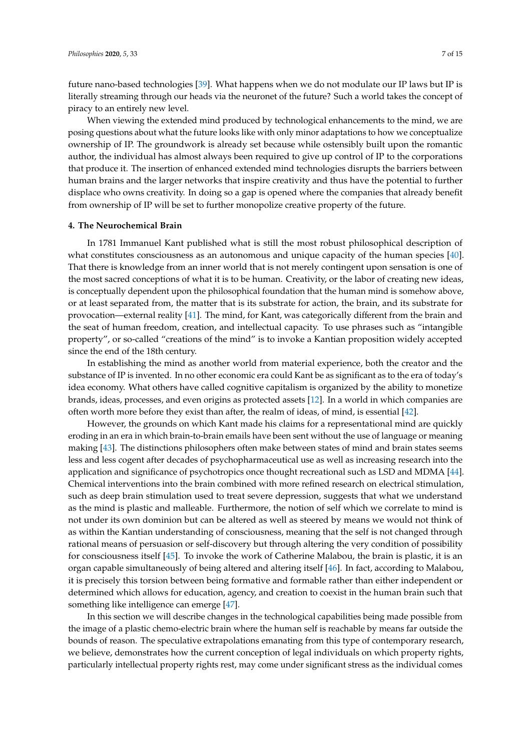future nano-based technologies [39]. What happens when we do not modulate our IP laws but IP is literally streaming through our heads via the neuronet of the future? Such a world takes the concept of piracy to an entirely new level.

When viewing the extended mind produced by technological enhancements to the mind, we are posing questions about what the future looks like with only minor adaptations to how we conceptualize ownership of IP. The groundwork is already set because while ostensibly built upon the romantic author, the individual has almost always been required to give up control of IP to the corporations that produce it. The insertion of enhanced extended mind technologies disrupts the barriers between human brains and the larger networks that inspire creativity and thus have the potential to further displace who owns creativity. In doing so a gap is opened where the companies that already benefit from ownership of IP will be set to further monopolize creative property of the future.

## 4. The Neurochemical Brain

In 1781 Immanuel Kant published what is still the most robust philosophical description of what constitutes consciousness as an autonomous and unique capacity of the human species [40]. That there is knowledge from an inner world that is not merely contingent upon sensation is one of the most sacred conceptions of what it is to be human. Creativity, or the labor of creating new ideas, is conceptually dependent upon the philosophical foundation that the human mind is somehow above, or at least separated from, the matter that is its substrate for action, the brain, and its substrate for provocation—external reality [41]. The mind, for Kant, was categorically different from the brain and the seat of human freedom, creation, and intellectual capacity. To use phrases such as "intangible property", or so-called "creations of the mind" is to invoke a Kantian proposition widely accepted since the end of the 18th century.

In establishing the mind as another world from material experience, both the creator and the substance of IP is invented. In no other economic era could Kant be as significant as to the era of today's idea economy. What others have called cognitive capitalism is organized by the ability to monetize brands, ideas, processes, and even origins as protected assets [12]. In a world in which companies are often worth more before they exist than after, the realm of ideas, of mind, is essential [42].

However, the grounds on which Kant made his claims for a representational mind are quickly eroding in an era in which brain-to-brain emails have been sent without the use of language or meaning making [43]. The distinctions philosophers often make between states of mind and brain states seems less and less cogent after decades of psychopharmaceutical use as well as increasing research into the application and significance of psychotropics once thought recreational such as LSD and MDMA [44]. Chemical interventions into the brain combined with more refined research on electrical stimulation, such as deep brain stimulation used to treat severe depression, suggests that what we understand as the mind is plastic and malleable. Furthermore, the notion of self which we correlate to mind is not under its own dominion but can be altered as well as steered by means we would not think of as within the Kantian understanding of consciousness, meaning that the self is not changed through rational means of persuasion or self-discovery but through altering the very condition of possibility for consciousness itself [45]. To invoke the work of Catherine Malabou, the brain is plastic, it is an organ capable simultaneously of being altered and altering itself [46]. In fact, according to Malabou, it is precisely this torsion between being formative and formable rather than either independent or determined which allows for education, agency, and creation to coexist in the human brain such that something like intelligence can emerge [47].

In this section we will describe changes in the technological capabilities being made possible from the image of a plastic chemo-electric brain where the human self is reachable by means far outside the bounds of reason. The speculative extrapolations emanating from this type of contemporary research, we believe, demonstrates how the current conception of legal individuals on which property rights, particularly intellectual property rights rest, may come under significant stress as the individual comes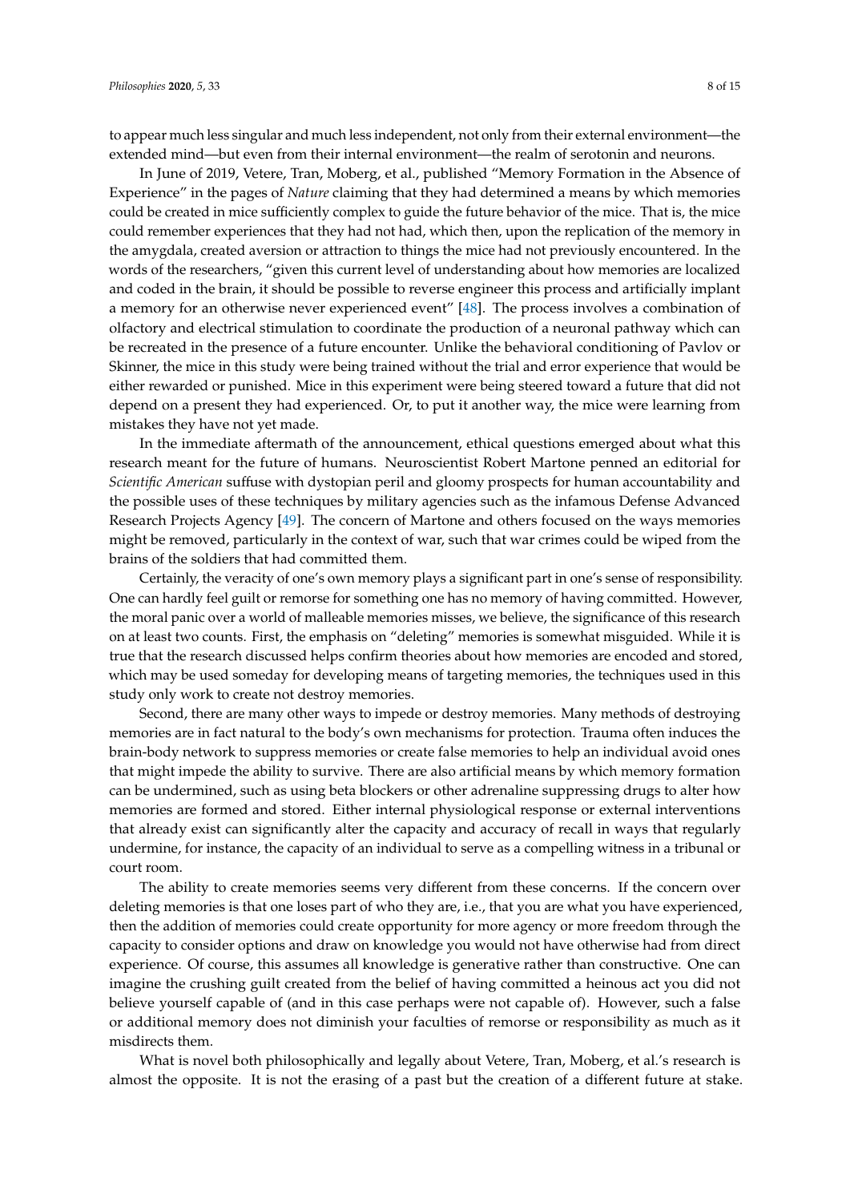to appear much less singular and much less independent, not only from their external environment—the extended mind—but even from their internal environment—the realm of serotonin and neurons.

In June of 2019, Vetere, Tran, Moberg, et al., published "Memory Formation in the Absence of Experience" in the pages of *Nature* claiming that they had determined a means by which memories could be created in mice sufficiently complex to guide the future behavior of the mice. That is, the mice could remember experiences that they had not had, which then, upon the replication of the memory in the amygdala, created aversion or attraction to things the mice had not previously encountered. In the words of the researchers, "given this current level of understanding about how memories are localized and coded in the brain, it should be possible to reverse engineer this process and artificially implant a memory for an otherwise never experienced event" [48]. The process involves a combination of olfactory and electrical stimulation to coordinate the production of a neuronal pathway which can be recreated in the presence of a future encounter. Unlike the behavioral conditioning of Pavlov or Skinner, the mice in this study were being trained without the trial and error experience that would be either rewarded or punished. Mice in this experiment were being steered toward a future that did not depend on a present they had experienced. Or, to put it another way, the mice were learning from mistakes they have not yet made.

In the immediate aftermath of the announcement, ethical questions emerged about what this research meant for the future of humans. Neuroscientist Robert Martone penned an editorial for *Scientific American* suffuse with dystopian peril and gloomy prospects for human accountability and the possible uses of these techniques by military agencies such as the infamous Defense Advanced Research Projects Agency [49]. The concern of Martone and others focused on the ways memories might be removed, particularly in the context of war, such that war crimes could be wiped from the brains of the soldiers that had committed them.

Certainly, the veracity of one's own memory plays a significant part in one's sense of responsibility. One can hardly feel guilt or remorse for something one has no memory of having committed. However, the moral panic over a world of malleable memories misses, we believe, the significance of this research on at least two counts. First, the emphasis on "deleting" memories is somewhat misguided. While it is true that the research discussed helps confirm theories about how memories are encoded and stored, which may be used someday for developing means of targeting memories, the techniques used in this study only work to create not destroy memories.

Second, there are many other ways to impede or destroy memories. Many methods of destroying memories are in fact natural to the body's own mechanisms for protection. Trauma often induces the brain-body network to suppress memories or create false memories to help an individual avoid ones that might impede the ability to survive. There are also artificial means by which memory formation can be undermined, such as using beta blockers or other adrenaline suppressing drugs to alter how memories are formed and stored. Either internal physiological response or external interventions that already exist can significantly alter the capacity and accuracy of recall in ways that regularly undermine, for instance, the capacity of an individual to serve as a compelling witness in a tribunal or court room.

The ability to create memories seems very different from these concerns. If the concern over deleting memories is that one loses part of who they are, i.e., that you are what you have experienced, then the addition of memories could create opportunity for more agency or more freedom through the capacity to consider options and draw on knowledge you would not have otherwise had from direct experience. Of course, this assumes all knowledge is generative rather than constructive. One can imagine the crushing guilt created from the belief of having committed a heinous act you did not believe yourself capable of (and in this case perhaps were not capable of). However, such a false or additional memory does not diminish your faculties of remorse or responsibility as much as it misdirects them.

What is novel both philosophically and legally about Vetere, Tran, Moberg, et al.'s research is almost the opposite. It is not the erasing of a past but the creation of a different future at stake.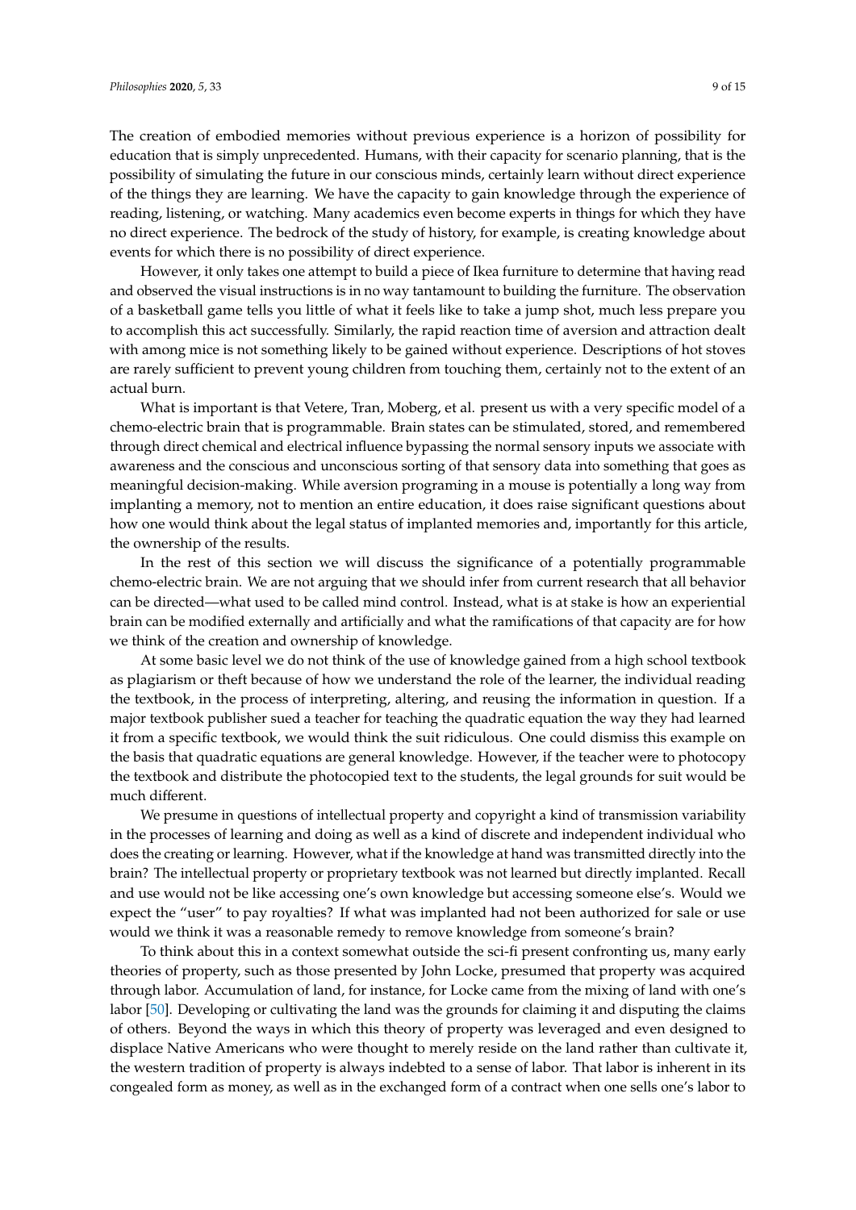The creation of embodied memories without previous experience is a horizon of possibility for education that is simply unprecedented. Humans, with their capacity for scenario planning, that is the possibility of simulating the future in our conscious minds, certainly learn without direct experience of the things they are learning. We have the capacity to gain knowledge through the experience of reading, listening, or watching. Many academics even become experts in things for which they have no direct experience. The bedrock of the study of history, for example, is creating knowledge about events for which there is no possibility of direct experience.

However, it only takes one attempt to build a piece of Ikea furniture to determine that having read and observed the visual instructions is in no way tantamount to building the furniture. The observation of a basketball game tells you little of what it feels like to take a jump shot, much less prepare you to accomplish this act successfully. Similarly, the rapid reaction time of aversion and attraction dealt with among mice is not something likely to be gained without experience. Descriptions of hot stoves are rarely sufficient to prevent young children from touching them, certainly not to the extent of an actual burn.

What is important is that Vetere, Tran, Moberg, et al. present us with a very specific model of a chemo-electric brain that is programmable. Brain states can be stimulated, stored, and remembered through direct chemical and electrical influence bypassing the normal sensory inputs we associate with awareness and the conscious and unconscious sorting of that sensory data into something that goes as meaningful decision-making. While aversion programing in a mouse is potentially a long way from implanting a memory, not to mention an entire education, it does raise significant questions about how one would think about the legal status of implanted memories and, importantly for this article, the ownership of the results.

In the rest of this section we will discuss the significance of a potentially programmable chemo-electric brain. We are not arguing that we should infer from current research that all behavior can be directed—what used to be called mind control. Instead, what is at stake is how an experiential brain can be modified externally and artificially and what the ramifications of that capacity are for how we think of the creation and ownership of knowledge.

At some basic level we do not think of the use of knowledge gained from a high school textbook as plagiarism or theft because of how we understand the role of the learner, the individual reading the textbook, in the process of interpreting, altering, and reusing the information in question. If a major textbook publisher sued a teacher for teaching the quadratic equation the way they had learned it from a specific textbook, we would think the suit ridiculous. One could dismiss this example on the basis that quadratic equations are general knowledge. However, if the teacher were to photocopy the textbook and distribute the photocopied text to the students, the legal grounds for suit would be much different.

We presume in questions of intellectual property and copyright a kind of transmission variability in the processes of learning and doing as well as a kind of discrete and independent individual who does the creating or learning. However, what if the knowledge at hand was transmitted directly into the brain? The intellectual property or proprietary textbook was not learned but directly implanted. Recall and use would not be like accessing one's own knowledge but accessing someone else's. Would we expect the "user" to pay royalties? If what was implanted had not been authorized for sale or use would we think it was a reasonable remedy to remove knowledge from someone's brain?

To think about this in a context somewhat outside the sci-fi present confronting us, many early theories of property, such as those presented by John Locke, presumed that property was acquired through labor. Accumulation of land, for instance, for Locke came from the mixing of land with one's labor [50]. Developing or cultivating the land was the grounds for claiming it and disputing the claims of others. Beyond the ways in which this theory of property was leveraged and even designed to displace Native Americans who were thought to merely reside on the land rather than cultivate it, the western tradition of property is always indebted to a sense of labor. That labor is inherent in its congealed form as money, as well as in the exchanged form of a contract when one sells one's labor to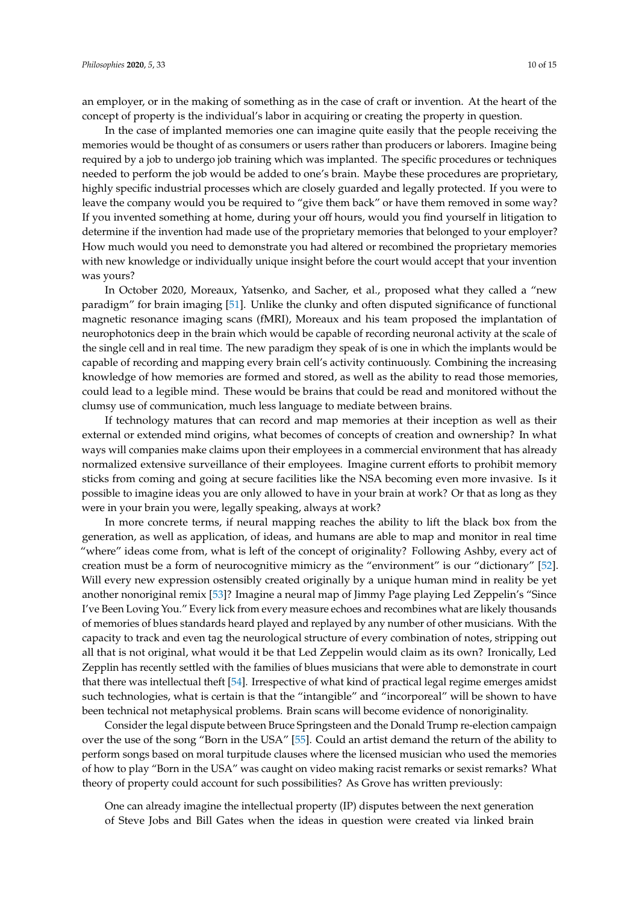an employer, or in the making of something as in the case of craft or invention. At the heart of the concept of property is the individual's labor in acquiring or creating the property in question.

In the case of implanted memories one can imagine quite easily that the people receiving the memories would be thought of as consumers or users rather than producers or laborers. Imagine being required by a job to undergo job training which was implanted. The specific procedures or techniques needed to perform the job would be added to one's brain. Maybe these procedures are proprietary, highly specific industrial processes which are closely guarded and legally protected. If you were to leave the company would you be required to "give them back" or have them removed in some way? If you invented something at home, during your off hours, would you find yourself in litigation to determine if the invention had made use of the proprietary memories that belonged to your employer? How much would you need to demonstrate you had altered or recombined the proprietary memories with new knowledge or individually unique insight before the court would accept that your invention was yours?

In October 2020, Moreaux, Yatsenko, and Sacher, et al., proposed what they called a "new paradigm" for brain imaging [51]. Unlike the clunky and often disputed significance of functional magnetic resonance imaging scans (fMRI), Moreaux and his team proposed the implantation of neurophotonics deep in the brain which would be capable of recording neuronal activity at the scale of the single cell and in real time. The new paradigm they speak of is one in which the implants would be capable of recording and mapping every brain cell's activity continuously. Combining the increasing knowledge of how memories are formed and stored, as well as the ability to read those memories, could lead to a legible mind. These would be brains that could be read and monitored without the clumsy use of communication, much less language to mediate between brains.

If technology matures that can record and map memories at their inception as well as their external or extended mind origins, what becomes of concepts of creation and ownership? In what ways will companies make claims upon their employees in a commercial environment that has already normalized extensive surveillance of their employees. Imagine current efforts to prohibit memory sticks from coming and going at secure facilities like the NSA becoming even more invasive. Is it possible to imagine ideas you are only allowed to have in your brain at work? Or that as long as they were in your brain you were, legally speaking, always at work?

In more concrete terms, if neural mapping reaches the ability to lift the black box from the generation, as well as application, of ideas, and humans are able to map and monitor in real time "where" ideas come from, what is left of the concept of originality? Following Ashby, every act of creation must be a form of neurocognitive mimicry as the "environment" is our "dictionary" [52]. Will every new expression ostensibly created originally by a unique human mind in reality be yet another nonoriginal remix [53]? Imagine a neural map of Jimmy Page playing Led Zeppelin's "Since I've Been Loving You." Every lick from every measure echoes and recombines what are likely thousands of memories of blues standards heard played and replayed by any number of other musicians. With the capacity to track and even tag the neurological structure of every combination of notes, stripping out all that is not original, what would it be that Led Zeppelin would claim as its own? Ironically, Led Zepplin has recently settled with the families of blues musicians that were able to demonstrate in court that there was intellectual theft [54]. Irrespective of what kind of practical legal regime emerges amidst such technologies, what is certain is that the "intangible" and "incorporeal" will be shown to have been technical not metaphysical problems. Brain scans will become evidence of nonoriginality.

Consider the legal dispute between Bruce Springsteen and the Donald Trump re-election campaign over the use of the song "Born in the USA" [55]. Could an artist demand the return of the ability to perform songs based on moral turpitude clauses where the licensed musician who used the memories of how to play "Born in the USA" was caught on video making racist remarks or sexist remarks? What theory of property could account for such possibilities? As Grove has written previously:

> One can already imagine the intellectual property (IP) disputes between the next generation of Steve Jobs and Bill Gates when the ideas in question were created via linked brain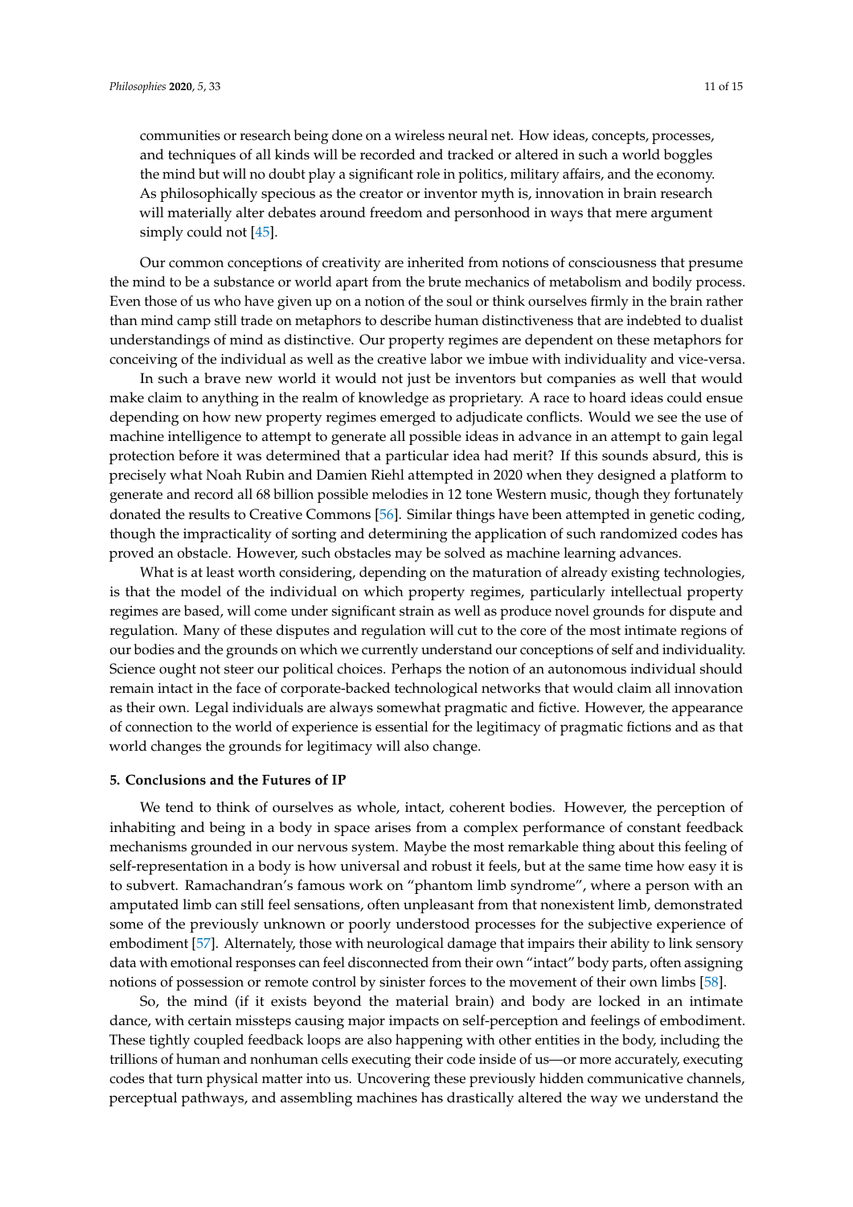communities or research being done on a wireless neural net. How ideas, concepts, processes, and techniques of all kinds will be recorded and tracked or altered in such a world boggles the mind but will no doubt play a significant role in politics, military affairs, and the economy. As philosophically specious as the creator or inventor myth is, innovation in brain research will materially alter debates around freedom and personhood in ways that mere argument simply could not [45].

Our common conceptions of creativity are inherited from notions of consciousness that presume the mind to be a substance or world apart from the brute mechanics of metabolism and bodily process. Even those of us who have given up on a notion of the soul or think ourselves firmly in the brain rather than mind camp still trade on metaphors to describe human distinctiveness that are indebted to dualist understandings of mind as distinctive. Our property regimes are dependent on these metaphors for conceiving of the individual as well as the creative labor we imbue with individuality and vice-versa.

In such a brave new world it would not just be inventors but companies as well that would make claim to anything in the realm of knowledge as proprietary. A race to hoard ideas could ensue depending on how new property regimes emerged to adjudicate conflicts. Would we see the use of machine intelligence to attempt to generate all possible ideas in advance in an attempt to gain legal protection before it was determined that a particular idea had merit? If this sounds absurd, this is precisely what Noah Rubin and Damien Riehl attempted in 2020 when they designed a platform to generate and record all 68 billion possible melodies in 12 tone Western music, though they fortunately donated the results to Creative Commons [56]. Similar things have been attempted in genetic coding, though the impracticality of sorting and determining the application of such randomized codes has proved an obstacle. However, such obstacles may be solved as machine learning advances.

What is at least worth considering, depending on the maturation of already existing technologies, is that the model of the individual on which property regimes, particularly intellectual property regimes are based, will come under significant strain as well as produce novel grounds for dispute and regulation. Many of these disputes and regulation will cut to the core of the most intimate regions of our bodies and the grounds on which we currently understand our conceptions of self and individuality. Science ought not steer our political choices. Perhaps the notion of an autonomous individual should remain intact in the face of corporate-backed technological networks that would claim all innovation as their own. Legal individuals are always somewhat pragmatic and fictive. However, the appearance of connection to the world of experience is essential for the legitimacy of pragmatic fictions and as that world changes the grounds for legitimacy will also change.

## 5. Conclusions and the Futures of IP

We tend to think of ourselves as whole, intact, coherent bodies. However, the perception of inhabiting and being in a body in space arises from a complex performance of constant feedback mechanisms grounded in our nervous system. Maybe the most remarkable thing about this feeling of self-representation in a body is how universal and robust it feels, but at the same time how easy it is to subvert. Ramachandran's famous work on "phantom limb syndrome", where a person with an amputated limb can still feel sensations, often unpleasant from that nonexistent limb, demonstrated some of the previously unknown or poorly understood processes for the subjective experience of embodiment [57]. Alternately, those with neurological damage that impairs their ability to link sensory data with emotional responses can feel disconnected from their own "intact" body parts, often assigning notions of possession or remote control by sinister forces to the movement of their own limbs [58].

So, the mind (if it exists beyond the material brain) and body are locked in an intimate dance, with certain missteps causing major impacts on self-perception and feelings of embodiment. These tightly coupled feedback loops are also happening with other entities in the body, including the trillions of human and nonhuman cells executing their code inside of us—or more accurately, executing codes that turn physical matter into us. Uncovering these previously hidden communicative channels, perceptual pathways, and assembling machines has drastically altered the way we understand the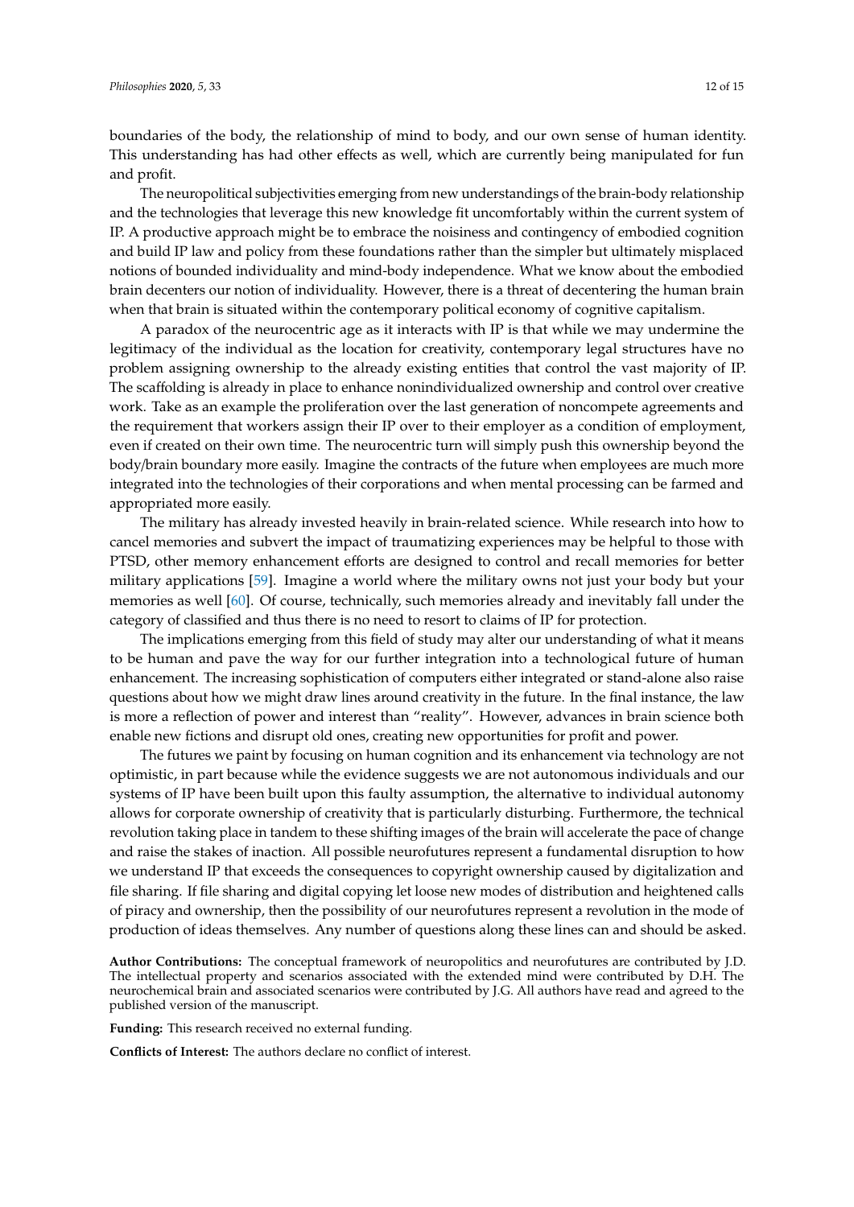boundaries of the body, the relationship of mind to body, and our own sense of human identity. This understanding has had other effects as well, which are currently being manipulated for fun and profit.

The neuropolitical subjectivities emerging from new understandings of the brain-body relationship and the technologies that leverage this new knowledge fit uncomfortably within the current system of IP. A productive approach might be to embrace the noisiness and contingency of embodied cognition and build IP law and policy from these foundations rather than the simpler but ultimately misplaced notions of bounded individuality and mind-body independence. What we know about the embodied brain decenters our notion of individuality. However, there is a threat of decentering the human brain when that brain is situated within the contemporary political economy of cognitive capitalism.

A paradox of the neurocentric age as it interacts with IP is that while we may undermine the legitimacy of the individual as the location for creativity, contemporary legal structures have no problem assigning ownership to the already existing entities that control the vast majority of IP. The scaffolding is already in place to enhance nonindividualized ownership and control over creative work. Take as an example the proliferation over the last generation of noncompete agreements and the requirement that workers assign their IP over to their employer as a condition of employment, even if created on their own time. The neurocentric turn will simply push this ownership beyond the body/brain boundary more easily. Imagine the contracts of the future when employees are much more integrated into the technologies of their corporations and when mental processing can be farmed and appropriated more easily.

The military has already invested heavily in brain-related science. While research into how to cancel memories and subvert the impact of traumatizing experiences may be helpful to those with PTSD, other memory enhancement efforts are designed to control and recall memories for better military applications [59]. Imagine a world where the military owns not just your body but your memories as well [60]. Of course, technically, such memories already and inevitably fall under the category of classified and thus there is no need to resort to claims of IP for protection.

The implications emerging from this field of study may alter our understanding of what it means to be human and pave the way for our further integration into a technological future of human enhancement. The increasing sophistication of computers either integrated or stand-alone also raise questions about how we might draw lines around creativity in the future. In the final instance, the law is more a reflection of power and interest than "reality". However, advances in brain science both enable new fictions and disrupt old ones, creating new opportunities for profit and power.

The futures we paint by focusing on human cognition and its enhancement via technology are not optimistic, in part because while the evidence suggests we are not autonomous individuals and our systems of IP have been built upon this faulty assumption, the alternative to individual autonomy allows for corporate ownership of creativity that is particularly disturbing. Furthermore, the technical revolution taking place in tandem to these shifting images of the brain will accelerate the pace of change and raise the stakes of inaction. All possible neurofutures represent a fundamental disruption to how we understand IP that exceeds the consequences to copyright ownership caused by digitalization and file sharing. If file sharing and digital copying let loose new modes of distribution and heightened calls of piracy and ownership, then the possibility of our neurofutures represent a revolution in the mode of production of ideas themselves. Any number of questions along these lines can and should be asked.

**Author Contributions:** The conceptual framework of neuropolitics and neurofutures are contributed by J.D. The intellectual property and scenarios associated with the extended mind were contributed by D.H. The neurochemical brain and associated scenarios were contributed by J.G. All authors have read and agreed to the published version of the manuscript.

**Funding:** This research received no external funding.

**Conflicts of Interest:** The authors declare no conflict of interest.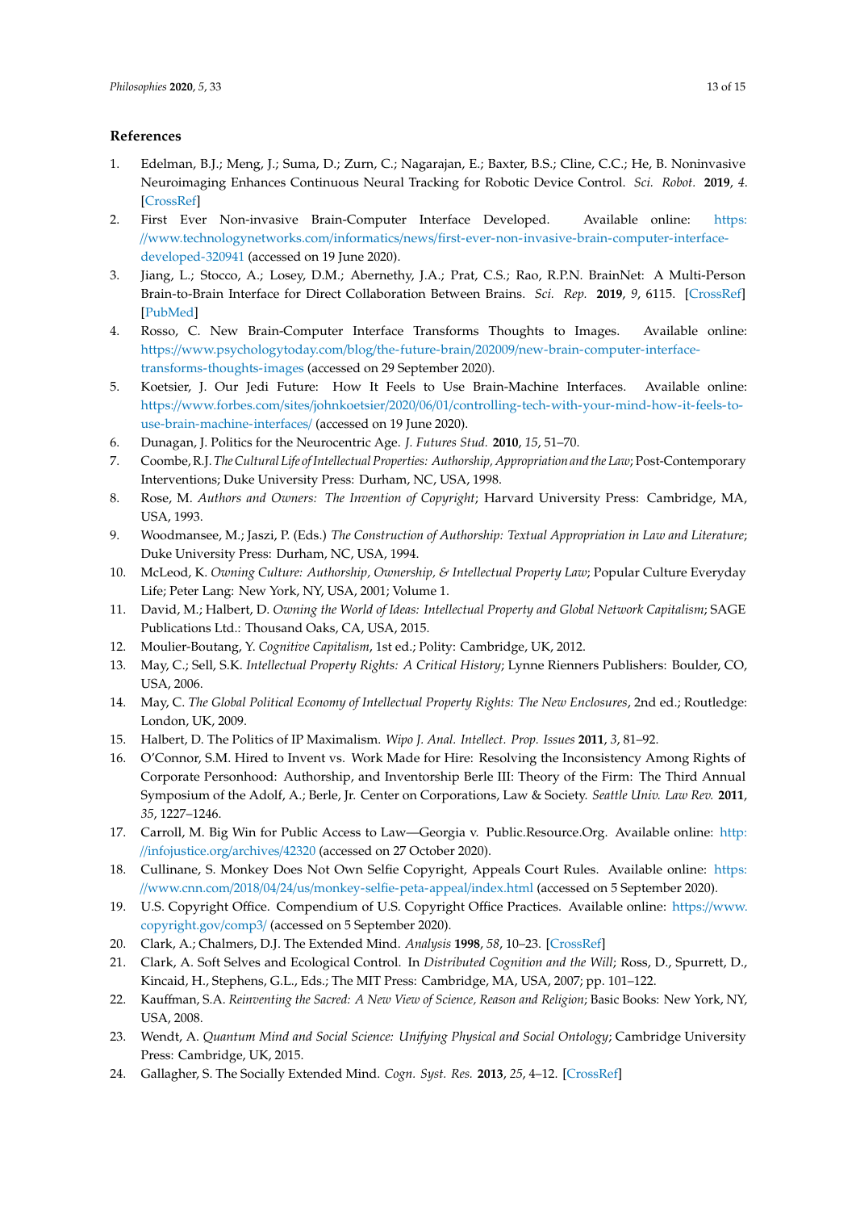## References

1. Edelman, B.J.; Meng, J.; Suma, D.; Zurn, C.; Nagarajan, E.; Baxter, B.S.; Cline, C.C.; He, B. Noninvasive Neuroimaging Enhances Continuous Neural Tracking for Robotic Device Control. *Sci. Robot.* **2019**, *4*. [CrossRef]
2. First Ever Non-invasive Brain-Computer Interface Developed. Available online: https://www.technologynetworks.com/informatics/news/first-ever-non-invasive-brain-computer-interface-developed-320941 (accessed on 19 June 2020).
3. Jiang, L.; Stocco, A.; Losey, D.M.; Abernethy, J.A.; Prat, C.S.; Rao, R.P.N. BrainNet: A Multi-Person Brain-to-Brain Interface for Direct Collaboration Between Brains. *Sci. Rep.* **2019**, *9*, 6115. [CrossRef] [PubMed]
4. Rosso, C. New Brain-Computer Interface Transforms Thoughts to Images. Available online: https://www.psychologytoday.com/blog/the-future-brain/202009/new-brain-computer-interface-transforms-thoughts-images (accessed on 29 September 2020).
5. Koetsier, J. Our Jedi Future: How It Feels to Use Brain-Machine Interfaces. Available online: https://www.forbes.com/sites/johnkoetsier/2020/06/01/controlling-tech-with-your-mind-how-it-feels-to-use-brain-machine-interfaces/ (accessed on 19 June 2020).
6. Dunagan, J. Politics for the Neurocentric Age. *J. Futures Stud.* **2010**, *15*, 51–70.
7. Coombe, R.J. *The Cultural Life of Intellectual Properties: Authorship, Appropriation and the Law*; Post-Contemporary Interventions; Duke University Press: Durham, NC, USA, 1998.
8. Rose, M. *Authors and Owners: The Invention of Copyright*; Harvard University Press: Cambridge, MA, USA, 1993.
9. Woodmansee, M.; Jaszi, P. (Eds.) *The Construction of Authorship: Textual Appropriation in Law and Literature*; Duke University Press: Durham, NC, USA, 1994.
10. McLeod, K. *Owning Culture: Authorship, Ownership, & Intellectual Property Law*; Popular Culture Everyday Life; Peter Lang: New York, NY, USA, 2001; Volume 1.
11. David, M.; Halbert, D. *Owning the World of Ideas: Intellectual Property and Global Network Capitalism*; SAGE Publications Ltd.: Thousand Oaks, CA, USA, 2015.
12. Moulier-Boutang, Y. *Cognitive Capitalism*, 1st ed.; Polity: Cambridge, UK, 2012.
13. May, C.; Sell, S.K. *Intellectual Property Rights: A Critical History*; Lynne Rienners Publishers: Boulder, CO, USA, 2006.
14. May, C. *The Global Political Economy of Intellectual Property Rights: The New Enclosures*, 2nd ed.; Routledge: London, UK, 2009.
15. Halbert, D. The Politics of IP Maximalism. *Wipo J. Anal. Intellect. Prop. Issues* **2011**, *3*, 81–92.
16. O'Connor, S.M. Hired to Invent vs. Work Made for Hire: Resolving the Inconsistency Among Rights of Corporate Personhood: Authorship, and Inventorship Berle III: Theory of the Firm: The Third Annual Symposium of the Adolf, A.; Berle, Jr. Center on Corporations, Law & Society. *Seattle Univ. Law Rev.* **2011**, *35*, 1227–1246.
17. Carroll, M. Big Win for Public Access to Law—Georgia v. Public.Resource.Org. Available online: http://infojustice.org/archives/42320 (accessed on 27 October 2020).
18. Cullinane, S. Monkey Does Not Own Selfie Copyright, Appeals Court Rules. Available online: https://www.cnn.com/2018/04/24/us/monkey-selfie-peta-appeal/index.html (accessed on 5 September 2020).
19. U.S. Copyright Office. Compendium of U.S. Copyright Office Practices. Available online: https://www.copyright.gov/comp3/ (accessed on 5 September 2020).
20. Clark, A.; Chalmers, D.J. The Extended Mind. *Analysis* **1998**, *58*, 10–23. [CrossRef]
21. Clark, A. Soft Selves and Ecological Control. In *Distributed Cognition and the Will*; Ross, D., Spurrett, D., Kincaid, H., Stephens, G.L., Eds.; The MIT Press: Cambridge, MA, USA, 2007; pp. 101–122.
22. Kauffman, S.A. *Reinventing the Sacred: A New View of Science, Reason and Religion*; Basic Books: New York, NY, USA, 2008.
23. Wendt, A. *Quantum Mind and Social Science: Unifying Physical and Social Ontology*; Cambridge University Press: Cambridge, UK, 2015.
24. Gallagher, S. The Socially Extended Mind. *Cogn. Syst. Res.* **2013**, *25*, 4–12. [CrossRef]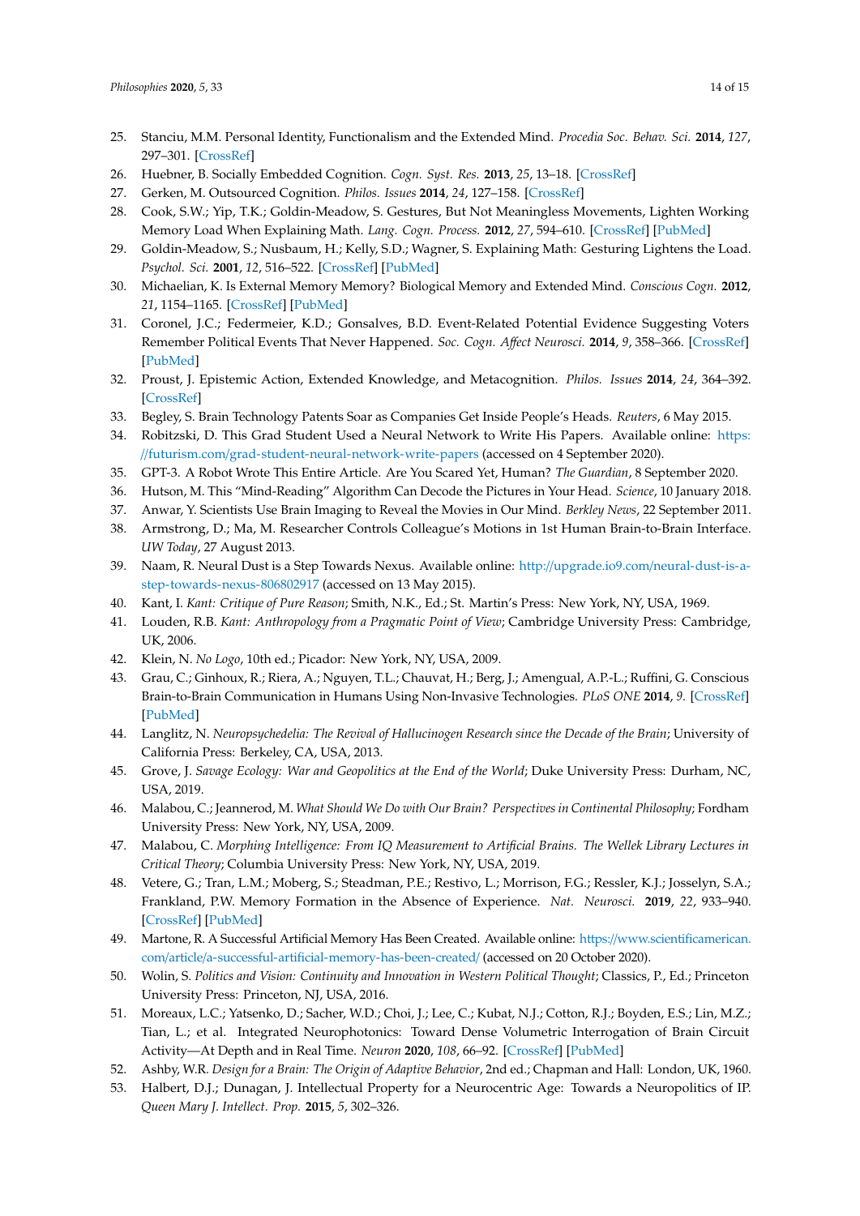25. Stanciu, M.M. Personal Identity, Functionalism and the Extended Mind. *Procedia Soc. Behav. Sci.* **2014**, *127*, 297–301. [CrossRef]
26. Huebner, B. Socially Embedded Cognition. *Cogn. Syst. Res.* **2013**, *25*, 13–18. [CrossRef]
27. Gerken, M. Outsourced Cognition. *Philos. Issues* **2014**, *24*, 127–158. [CrossRef]
28. Cook, S.W.; Yip, T.K.; Goldin-Meadow, S. Gestures, But Not Meaningless Movements, Lighten Working Memory Load When Explaining Math. *Lang. Cogn. Process.* **2012**, *27*, 594–610. [CrossRef] [PubMed]
29. Goldin-Meadow, S.; Nusbaum, H.; Kelly, S.D.; Wagner, S. Explaining Math: Gesturing Lightens the Load. *Psychol. Sci.* **2001**, *12*, 516–522. [CrossRef] [PubMed]
30. Michaelian, K. Is External Memory Memory? Biological Memory and Extended Mind. *Conscious Cogn.* **2012**, *21*, 1154–1165. [CrossRef] [PubMed]
31. Coronel, J.C.; Federmeier, K.D.; Gonsalves, B.D. Event-Related Potential Evidence Suggesting Voters Remember Political Events That Never Happened. *Soc. Cogn. Affect Neurosci.* **2014**, *9*, 358–366. [CrossRef] [PubMed]
32. Proust, J. Epistemic Action, Extended Knowledge, and Metacognition. *Philos. Issues* **2014**, *24*, 364–392. [CrossRef]
33. Begley, S. Brain Technology Patents Soar as Companies Get Inside People's Heads. *Reuters*, 6 May 2015.
34. Robitzski, D. This Grad Student Used a Neural Network to Write His Papers. Available online: https://futurism.com/grad-student-neural-network-write-papers (accessed on 4 September 2020).
35. GPT-3. A Robot Wrote This Entire Article. Are You Scared Yet, Human? *The Guardian*, 8 September 2020.
36. Hutson, M. This "Mind-Reading" Algorithm Can Decode the Pictures in Your Head. *Science*, 10 January 2018.
37. Anwar, Y. Scientists Use Brain Imaging to Reveal the Movies in Our Mind. *Berkley News*, 22 September 2011.
38. Armstrong, D.; Ma, M. Researcher Controls Colleague's Motions in 1st Human Brain-to-Brain Interface. *UW Today*, 27 August 2013.
39. Naam, R. Neural Dust is a Step Towards Nexus. Available online: http://upgrade.io9.com/neural-dust-is-a-step-towards-nexus-806802917 (accessed on 13 May 2015).
40. Kant, I. *Kant: Critique of Pure Reason*; Smith, N.K., Ed.; St. Martin's Press: New York, NY, USA, 1969.
41. Louden, R.B. *Kant: Anthropology from a Pragmatic Point of View*; Cambridge University Press: Cambridge, UK, 2006.
42. Klein, N. *No Logo*, 10th ed.; Picador: New York, NY, USA, 2009.
43. Grau, C.; Ginhoux, R.; Riera, A.; Nguyen, T.L.; Chauvat, H.; Berg, J.; Amengual, A.P.-L.; Ruffini, G. Conscious Brain-to-Brain Communication in Humans Using Non-Invasive Technologies. *PLoS ONE* **2014**, *9*. [CrossRef] [PubMed]
44. Langlitz, N. *Neuropsychedelia: The Revival of Hallucinogen Research since the Decade of the Brain*; University of California Press: Berkeley, CA, USA, 2013.
45. Grove, J. *Savage Ecology: War and Geopolitics at the End of the World*; Duke University Press: Durham, NC, USA, 2019.
46. Malabou, C.; Jeannerod, M. *What Should We Do with Our Brain? Perspectives in Continental Philosophy*; Fordham University Press: New York, NY, USA, 2009.
47. Malabou, C. *Morphing Intelligence: From IQ Measurement to Artificial Brains. The Wellek Library Lectures in Critical Theory*; Columbia University Press: New York, NY, USA, 2019.
48. Vetere, G.; Tran, L.M.; Moberg, S.; Steadman, P.E.; Restivo, L.; Morrison, F.G.; Ressler, K.J.; Josselyn, S.A.; Frankland, P.W. Memory Formation in the Absence of Experience. *Nat. Neurosci.* **2019**, *22*, 933–940. [CrossRef] [PubMed]
49. Martone, R. A Successful Artificial Memory Has Been Created. Available online: https://www.scientificamerican.com/article/a-successful-artificial-memory-has-been-created/ (accessed on 20 October 2020).
50. Wolin, S. *Politics and Vision: Continuity and Innovation in Western Political Thought*; Classics, P., Ed.; Princeton University Press: Princeton, NJ, USA, 2016.
51. Moreaux, L.C.; Yatsenko, D.; Sacher, W.D.; Choi, J.; Lee, C.; Kubat, N.J.; Cotton, R.J.; Boyden, E.S.; Lin, M.Z.; Tian, L.; et al. Integrated Neurophotonics: Toward Dense Volumetric Interrogation of Brain Circuit Activity—At Depth and in Real Time. *Neuron* **2020**, *108*, 66–92. [CrossRef] [PubMed]
52. Ashby, W.R. *Design for a Brain: The Origin of Adaptive Behavior*, 2nd ed.; Chapman and Hall: London, UK, 1960.
53. Halbert, D.J.; Dunagan, J. Intellectual Property for a Neurocentric Age: Towards a Neuropolitics of IP. *Queen Mary J. Intellect. Prop.* **2015**, *5*, 302–326.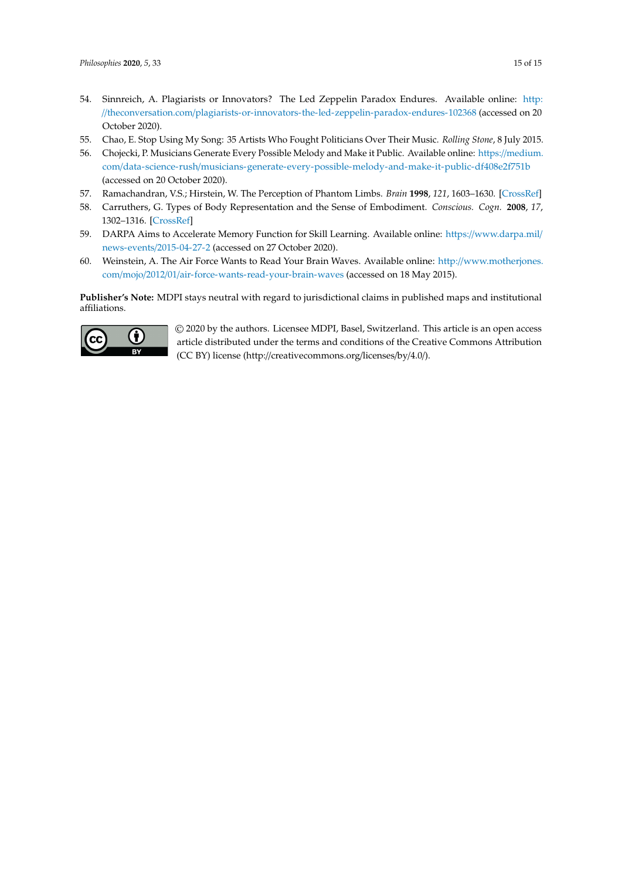54. Sinnreich, A. Plagiarists or Innovators? The Led Zeppelin Paradox Endures. Available online: http://theconversation.com/plagiarists-or-innovators-the-led-zeppelin-paradox-endures-102368 (accessed on 20 October 2020).
55. Chao, E. Stop Using My Song: 35 Artists Who Fought Politicians Over Their Music. *Rolling Stone*, 8 July 2015.
56. Chojecki, P. Musicians Generate Every Possible Melody and Make it Public. Available online: https://medium.com/data-science-rush/musicians-generate-every-possible-melody-and-make-it-public-df408e2f751b (accessed on 20 October 2020).
57. Ramachandran, V.S.; Hirstein, W. The Perception of Phantom Limbs. *Brain* **1998**, *121*, 1603–1630. [CrossRef]
58. Carruthers, G. Types of Body Representation and the Sense of Embodiment. *Conscious. Cogn.* **2008**, *17*, 1302–1316. [CrossRef]
59. DARPA Aims to Accelerate Memory Function for Skill Learning. Available online: https://www.darpa.mil/news-events/2015-04-27-2 (accessed on 27 October 2020).
60. Weinstein, A. The Air Force Wants to Read Your Brain Waves. Available online: http://www.motherjones.com/mojo/2012/01/air-force-wants-read-your-brain-waves (accessed on 18 May 2015).

**Publisher's Note:** MDPI stays neutral with regard to jurisdictional claims in published maps and institutional affiliations.

© 2020 by the authors. Licensee MDPI, Basel, Switzerland. This article is an open access article distributed under the terms and conditions of the Creative Commons Attribution (CC BY) license (http://creativecommons.org/licenses/by/4.0/).